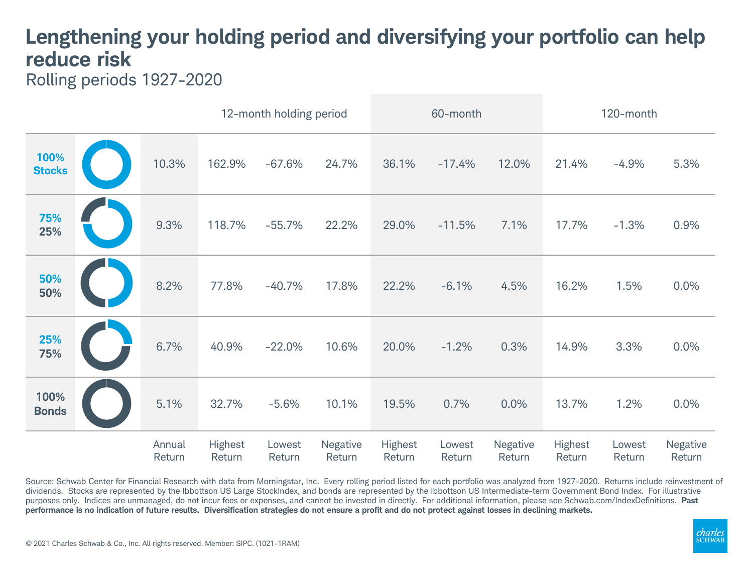# Lengthening your holding period and diversifying your portfolio can help reduce risk

Rolling periods 1927-2020

| | 12-month holding period | | | | 60-month | | | 120-month | | |
|---|---|---|---|---|---|---|---|---|---|---|
| | Annual Return | Highest Return | Lowest Return | Negative Return | Highest Return | Lowest Return | Negative Return | Highest Return | Lowest Return | Negative Return |
| **100% Stocks** | 10.3% | 162.9% | -67.6% | 24.7% | 36.1% | -17.4% | 12.0% | 21.4% | -4.9% | 5.3% |
| **75% 25%** | 9.3% | 118.7% | -55.7% | 22.2% | 29.0% | -11.5% | 7.1% | 17.7% | -1.3% | 0.9% |
| **50% 50%** | 8.2% | 77.8% | -40.7% | 17.8% | 22.2% | -6.1% | 4.5% | 16.2% | 1.5% | 0.0% |
| **25% 75%** | 6.7% | 40.9% | -22.0% | 10.6% | 20.0% | -1.2% | 0.3% | 14.9% | 3.3% | 0.0% |
| **100% Bonds** | 5.1% | 32.7% | -5.6% | 10.1% | 19.5% | 0.7% | 0.0% | 13.7% | 1.2% | 0.0% |

Source: Schwab Center for Financial Research with data from Morningstar, Inc. Every rolling period listed for each portfolio was analyzed from 1927-2020. Returns include reinvestment of dividends. Stocks are represented by the Ibbotson US Large StockIndex, and bonds are represented by the Ibbotson US Intermediate-term Government Bond Index. For illustrative purposes only. Indices are unmanaged, do not incur fees or expenses, and cannot be invested in directly. For additional information, please see Schwab.com/IndexDefinitions. **Past performance is no indication of future results. Diversification strategies do not ensure a profit and do not protect against losses in declining markets.**

© 2021 Charles Schwab & Co., Inc. All rights reserved. Member: SIPC. (1021-1RAM)

charles SCHWAB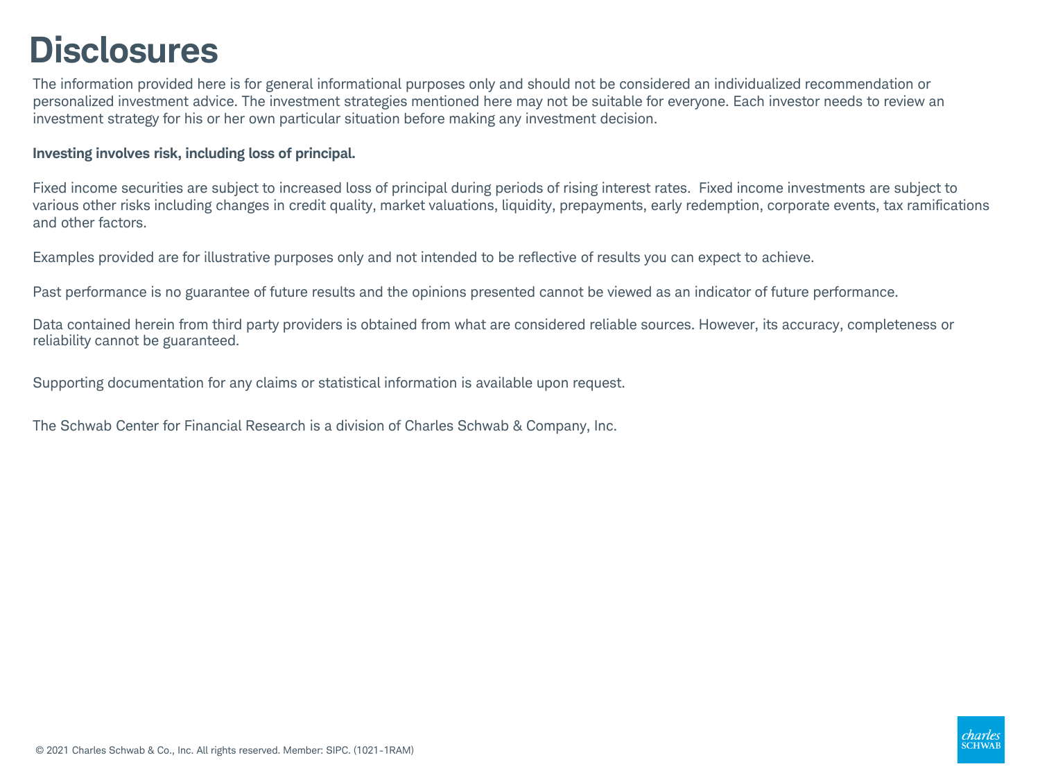# Disclosures

The information provided here is for general informational purposes only and should not be considered an individualized recommendation or personalized investment advice. The investment strategies mentioned here may not be suitable for everyone. Each investor needs to review an investment strategy for his or her own particular situation before making any investment decision.

**Investing involves risk, including loss of principal.**

Fixed income securities are subject to increased loss of principal during periods of rising interest rates. Fixed income investments are subject to various other risks including changes in credit quality, market valuations, liquidity, prepayments, early redemption, corporate events, tax ramifications and other factors.

Examples provided are for illustrative purposes only and not intended to be reflective of results you can expect to achieve.

Past performance is no guarantee of future results and the opinions presented cannot be viewed as an indicator of future performance.

Data contained herein from third party providers is obtained from what are considered reliable sources. However, its accuracy, completeness or reliability cannot be guaranteed.

Supporting documentation for any claims or statistical information is available upon request.

The Schwab Center for Financial Research is a division of Charles Schwab & Company, Inc.

© 2021 Charles Schwab & Co., Inc. All rights reserved. Member: SIPC. (1021-1RAM)